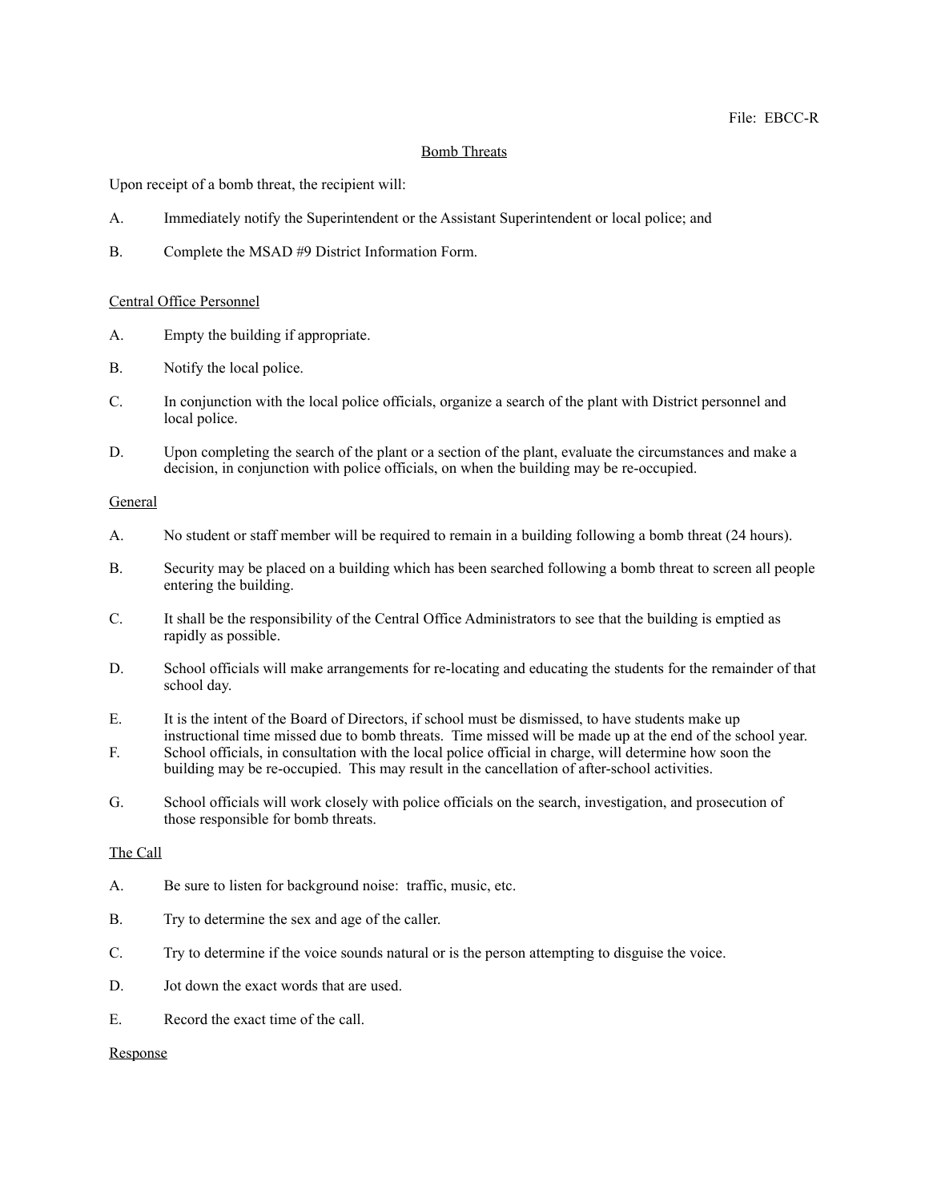File: EBCC-R

## Bomb Threats

Upon receipt of a bomb threat, the recipient will:

A. Immediately notify the Superintendent or the Assistant Superintendent or local police; and

B. Complete the MSAD #9 District Information Form.

### Central Office Personnel

A. Empty the building if appropriate.

B. Notify the local police.

C. In conjunction with the local police officials, organize a search of the plant with District personnel and local police.

D. Upon completing the search of the plant or a section of the plant, evaluate the circumstances and make a decision, in conjunction with police officials, on when the building may be re-occupied.

### General

A. No student or staff member will be required to remain in a building following a bomb threat (24 hours).

B. Security may be placed on a building which has been searched following a bomb threat to screen all people entering the building.

C. It shall be the responsibility of the Central Office Administrators to see that the building is emptied as rapidly as possible.

D. School officials will make arrangements for re-locating and educating the students for the remainder of that school day.

E. It is the intent of the Board of Directors, if school must be dismissed, to have students make up instructional time missed due to bomb threats. Time missed will be made up at the end of the school year.

F. School officials, in consultation with the local police official in charge, will determine how soon the building may be re-occupied. This may result in the cancellation of after-school activities.

G. School officials will work closely with police officials on the search, investigation, and prosecution of those responsible for bomb threats.

### The Call

A. Be sure to listen for background noise: traffic, music, etc.

B. Try to determine the sex and age of the caller.

C. Try to determine if the voice sounds natural or is the person attempting to disguise the voice.

D. Jot down the exact words that are used.

E. Record the exact time of the call.

### Response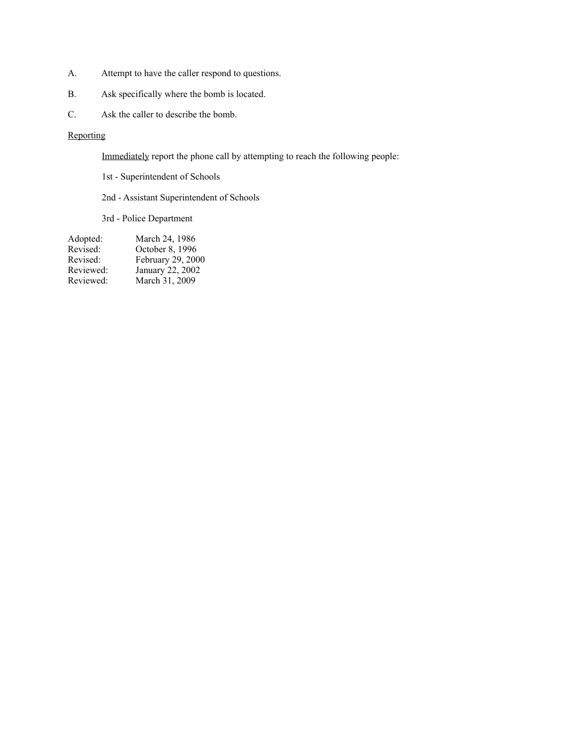A. Attempt to have the caller respond to questions.

B. Ask specifically where the bomb is located.

C. Ask the caller to describe the bomb.

<u>Reporting</u>

<u>Immediately</u> report the phone call by attempting to reach the following people:

1st - Superintendent of Schools

2nd - Assistant Superintendent of Schools

3rd - Police Department

| | |
|---|---|
| Adopted: | March 24, 1986 |
| Revised: | October 8, 1996 |
| Revised: | February 29, 2000 |
| Reviewed: | January 22, 2002 |
| Reviewed: | March 31, 2009 |